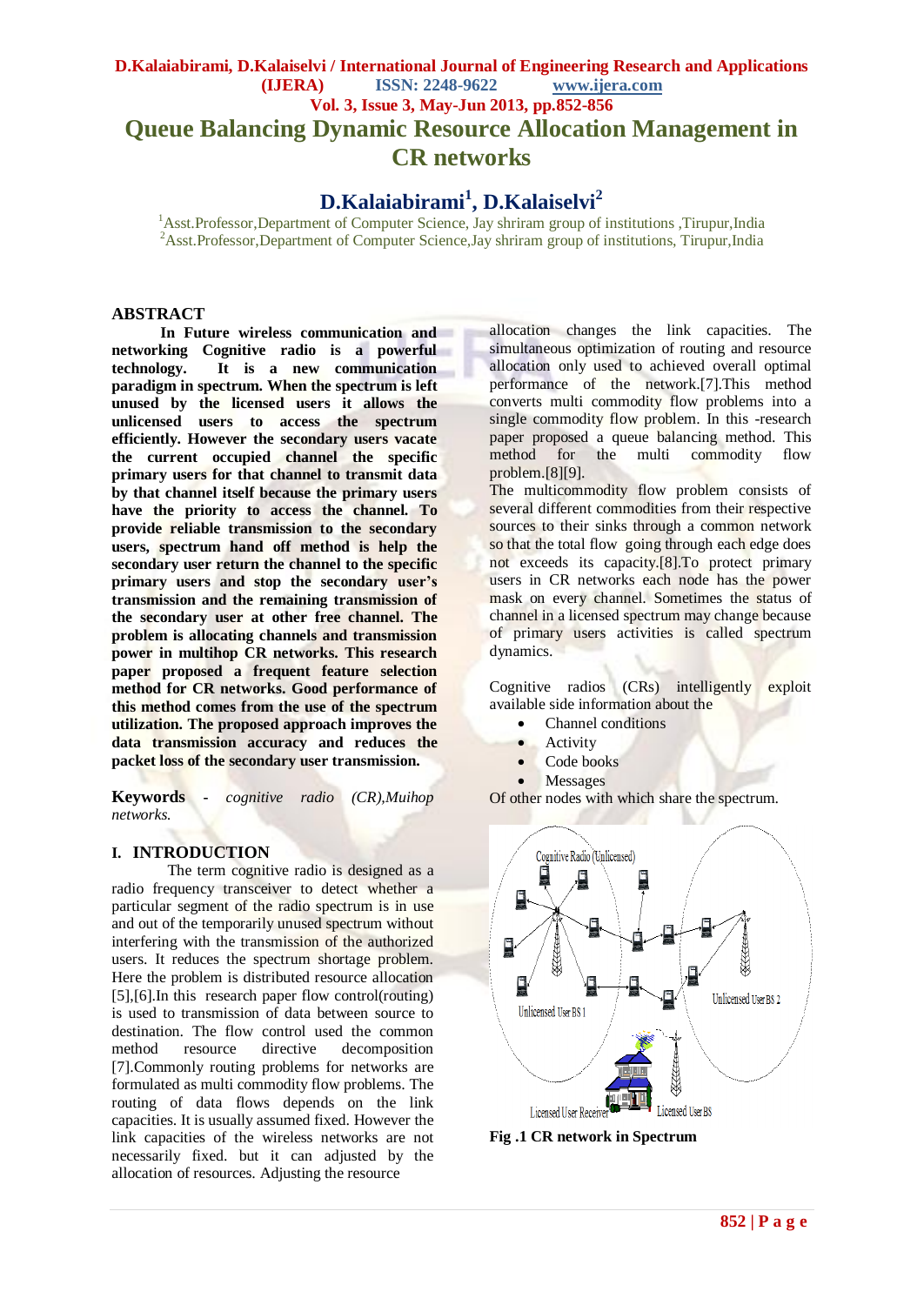# Queue Balancing Dynamic Resource Allocation Management in CR networks

## D.Kalaiabirami[1], D.Kalaiselvi[2]

[1]Asst.Professor,Department of Computer Science, Jay shriram group of institutions ,Tirupur,India
[2]Asst.Professor,Department of Computer Science,Jay shriram group of institutions, Tirupur,India

## ABSTRACT

**In Future wireless communication and networking Cognitive radio is a powerful technology. It is a new communication paradigm in spectrum. When the spectrum is left unused by the licensed users it allows the unlicensed users to access the spectrum efficiently. However the secondary users vacate the current occupied channel the specific primary users for that channel to transmit data by that channel itself because the primary users have the priority to access the channel. To provide reliable transmission to the secondary users, spectrum hand off method is help the secondary user return the channel to the specific primary users and stop the secondary user's transmission and the remaining transmission of the secondary user at other free channel. The problem is allocating channels and transmission power in multihop CR networks. This research paper proposed a frequent feature selection method for CR networks. Good performance of this method comes from the use of the spectrum utilization. The proposed approach improves the data transmission accuracy and reduces the packet loss of the secondary user transmission.**

**Keywords** - *cognitive radio (CR),Muihop networks.*

## I. INTRODUCTION

The term cognitive radio is designed as a radio frequency transceiver to detect whether a particular segment of the radio spectrum is in use and out of the temporarily unused spectrum without interfering with the transmission of the authorized users. It reduces the spectrum shortage problem. Here the problem is distributed resource allocation [5],[6].In this research paper flow control(routing) is used to transmission of data between source to destination. The flow control used the common method resource directive decomposition [7].Commonly routing problems for networks are formulated as multi commodity flow problems. The routing of data flows depends on the link capacities. It is usually assumed fixed. However the link capacities of the wireless networks are not necessarily fixed. but it can adjusted by the allocation of resources. Adjusting the resource allocation changes the link capacities. The simultaneous optimization of routing and resource allocation only used to achieved overall optimal performance of the network.[7].This method converts multi commodity flow problems into a single commodity flow problem. In this -research paper proposed a queue balancing method. This method for the multi commodity flow problem.[8][9].

The multicommodity flow problem consists of several different commodities from their respective sources to their sinks through a common network so that the total flow going through each edge does not exceeds its capacity.[8].To protect primary users in CR networks each node has the power mask on every channel. Sometimes the status of channel in a licensed spectrum may change because of primary users activities is called spectrum dynamics.

Cognitive radios (CRs) intelligently exploit available side information about the

- Channel conditions
- Activity
- Code books
- Messages

Of other nodes with which share the spectrum.

**Fig .1 CR network in Spectrum**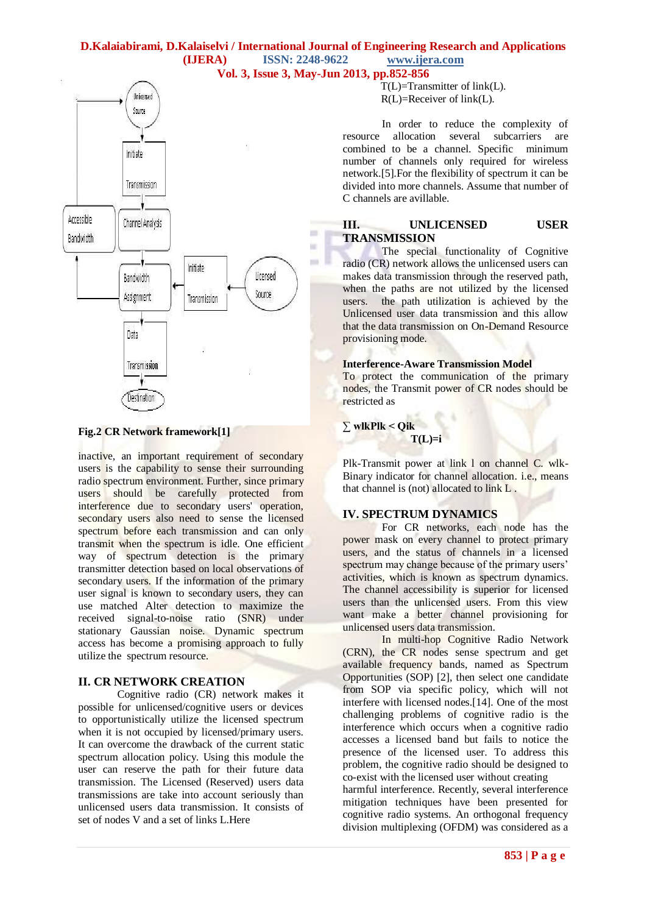Fig.2 CR Network framework[1]

inactive, an important requirement of secondary users is the capability to sense their surrounding radio spectrum environment. Further, since primary users should be carefully protected from interference due to secondary users' operation, secondary users also need to sense the licensed spectrum before each transmission and can only transmit when the spectrum is idle. One efficient way of spectrum detection is the primary transmitter detection based on local observations of secondary users. If the information of the primary user signal is known to secondary users, they can use matched Alter detection to maximize the received signal-to-noise ratio (SNR) under stationary Gaussian noise. Dynamic spectrum access has become a promising approach to fully utilize the spectrum resource.

## II. CR NETWORK CREATION

Cognitive radio (CR) network makes it possible for unlicensed/cognitive users or devices to opportunistically utilize the licensed spectrum when it is not occupied by licensed/primary users. It can overcome the drawback of the current static spectrum allocation policy. Using this module the user can reserve the path for their future data transmission. The Licensed (Reserved) users data transmissions are take into account seriously than unlicensed users data transmission. It consists of set of nodes V and a set of links L.Here

T(L)=Transmitter of link(L).
R(L)=Receiver of link(L).

In order to reduce the complexity of resource allocation several subcarriers are combined to be a channel. Specific minimum number of channels only required for wireless network.[5].For the flexibility of spectrum it can be divided into more channels. Assume that number of C channels are avillable.

## III. UNLICENSED USER TRANSMISSION

The special functionality of Cognitive radio (CR) network allows the unlicensed users can makes data transmission through the reserved path, when the paths are not utilized by the licensed users. the path utilization is achieved by the Unlicensed user data transmission and this allow that the data transmission on On-Demand Resource provisioning mode.

### Interference-Aware Transmission Model

To protect the communication of the primary nodes, the Transmit power of CR nodes should be restricted as

$$\sum_{T(L)=i} wlkPlk < Qik$$

Plk-Transmit power at link l on channel C. wlk-Binary indicator for channel allocation. i.e., means that channel is (not) allocated to link L .

## IV. SPECTRUM DYNAMICS

For CR networks, each node has the power mask on every channel to protect primary users, and the status of channels in a licensed spectrum may change because of the primary users' activities, which is known as spectrum dynamics. The channel accessibility is superior for licensed users than the unlicensed users. From this view want make a better channel provisioning for unlicensed users data transmission.

In multi-hop Cognitive Radio Network (CRN), the CR nodes sense spectrum and get available frequency bands, named as Spectrum Opportunities (SOP) [2], then select one candidate from SOP via specific policy, which will not interfere with licensed nodes.[14]. One of the most challenging problems of cognitive radio is the interference which occurs when a cognitive radio accesses a licensed band but fails to notice the presence of the licensed user. To address this problem, the cognitive radio should be designed to co-exist with the licensed user without creating harmful interference. Recently, several interference mitigation techniques have been presented for cognitive radio systems. An orthogonal frequency division multiplexing (OFDM) was considered as a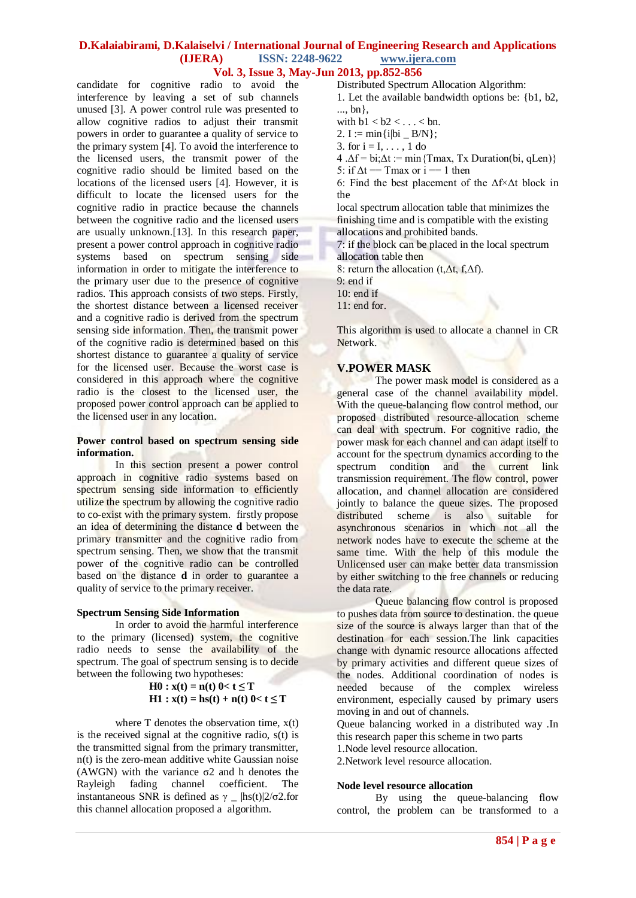candidate for cognitive radio to avoid the interference by leaving a set of sub channels unused [3]. A power control rule was presented to allow cognitive radios to adjust their transmit powers in order to guarantee a quality of service to the primary system [4]. To avoid the interference to the licensed users, the transmit power of the cognitive radio should be limited based on the locations of the licensed users [4]. However, it is difficult to locate the licensed users for the cognitive radio in practice because the channels between the cognitive radio and the licensed users are usually unknown.[13]. In this research paper, present a power control approach in cognitive radio systems based on spectrum sensing side information in order to mitigate the interference to the primary user due to the presence of cognitive radios. This approach consists of two steps. Firstly, the shortest distance between a licensed receiver and a cognitive radio is derived from the spectrum sensing side information. Then, the transmit power of the cognitive radio is determined based on this shortest distance to guarantee a quality of service for the licensed user. Because the worst case is considered in this approach where the cognitive radio is the closest to the licensed user, the proposed power control approach can be applied to the licensed user in any location.

**Power control based on spectrum sensing side information.**

In this section present a power control approach in cognitive radio systems based on spectrum sensing side information to efficiently utilize the spectrum by allowing the cognitive radio to co-exist with the primary system. firstly propose an idea of determining the distance **d** between the primary transmitter and the cognitive radio from spectrum sensing. Then, we show that the transmit power of the cognitive radio can be controlled based on the distance **d** in order to guarantee a quality of service to the primary receiver.

**Spectrum Sensing Side Information**

In order to avoid the harmful interference to the primary (licensed) system, the cognitive radio needs to sense the availability of the spectrum. The goal of spectrum sensing is to decide between the following two hypotheses:

$$\mathbf{H0 : x(t) = n(t) \quad 0< t \leq T}$$
$$\mathbf{H1 : x(t) = hs(t) + n(t) \quad 0< t \leq T}$$

where T denotes the observation time, x(t) is the received signal at the cognitive radio, s(t) is the transmitted signal from the primary transmitter, n(t) is the zero-mean additive white Gaussian noise (AWGN) with the variance σ2 and h denotes the Rayleigh fading channel coefficient. The instantaneous SNR is defined as γ _ |hs(t)|2/σ2.for this channel allocation proposed a algorithm.

Distributed Spectrum Allocation Algorithm:

1. Let the available bandwidth options be: {b1, b2, ..., bn}, with b1 < b2 < . . . < bn.
2. I := min{i|bi _ B/N};
3. for i = I, . . . , 1 do
4 .Δf = bi;Δt := min{Tmax, Tx Duration(bi, qLen)}
5: if Δt == Tmax or i == 1 then
6: Find the best placement of the Δf×Δt block in the local spectrum allocation table that minimizes the finishing time and is compatible with the existing allocations and prohibited bands.
7: if the block can be placed in the local spectrum allocation table then
8: return the allocation (t,Δt, f,Δf).
9: end if
10: end if
11: end for.

This algorithm is used to allocate a channel in CR Network.

## V.POWER MASK

The power mask model is considered as a general case of the channel availability model. With the queue-balancing flow control method, our proposed distributed resource-allocation scheme can deal with spectrum. For cognitive radio, the power mask for each channel and can adapt itself to account for the spectrum dynamics according to the spectrum condition and the current link transmission requirement. The flow control, power allocation, and channel allocation are considered jointly to balance the queue sizes. The proposed distributed scheme is also suitable for asynchronous scenarios in which not all the network nodes have to execute the scheme at the same time. With the help of this module the Unlicensed user can make better data transmission by either switching to the free channels or reducing the data rate.

Queue balancing flow control is proposed to pushes data from source to destination. the queue size of the source is always larger than that of the destination for each session.The link capacities change with dynamic resource allocations affected by primary activities and different queue sizes of the nodes. Additional coordination of nodes is needed because of the complex wireless environment, especially caused by primary users moving in and out of channels.

Queue balancing worked in a distributed way .In this research paper this scheme in two parts

1.Node level resource allocation.
2.Network level resource allocation.

**Node level resource allocation**

By using the queue-balancing flow control, the problem can be transformed to a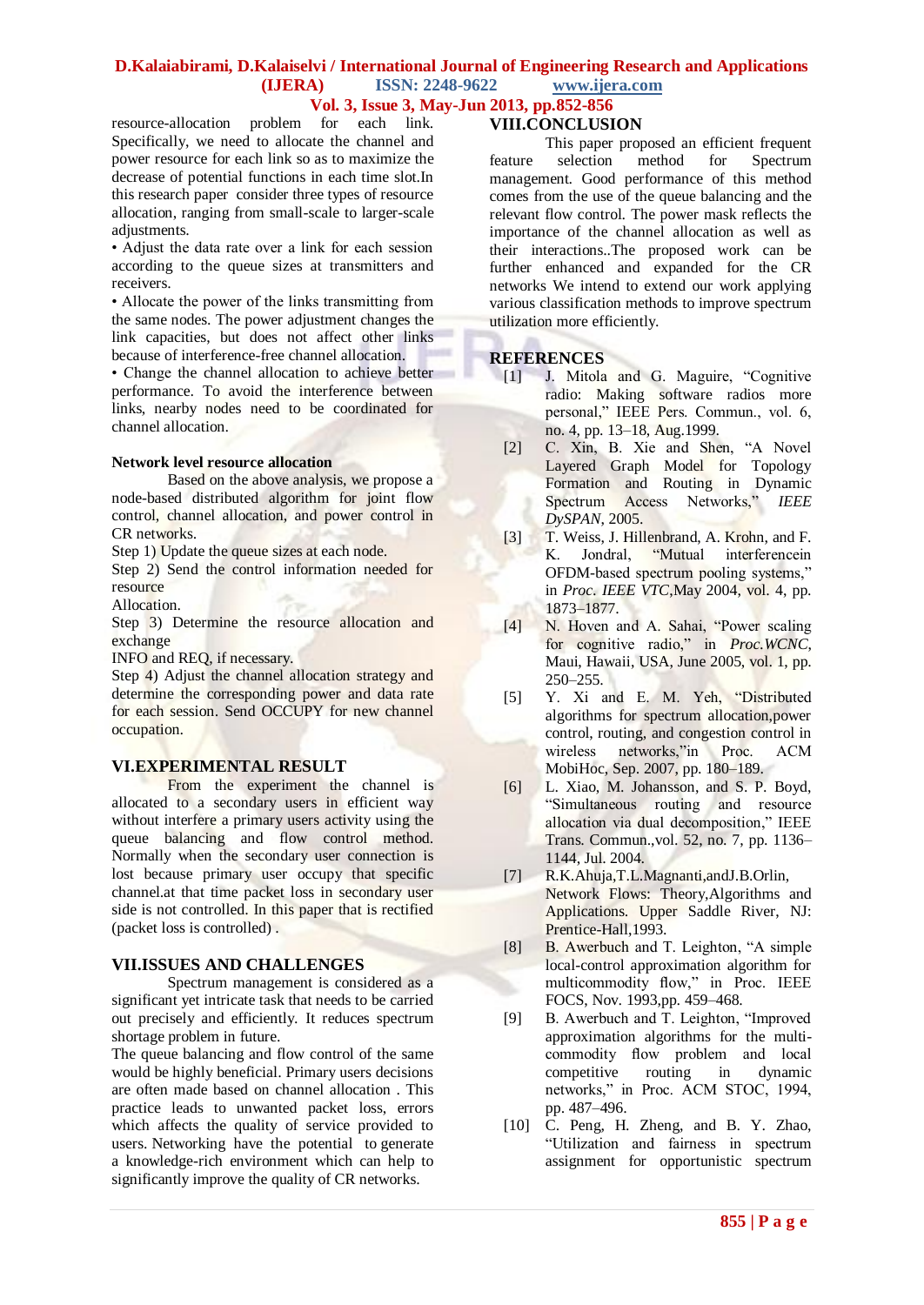resource-allocation problem for each link. Specifically, we need to allocate the channel and power resource for each link so as to maximize the decrease of potential functions in each time slot.In this research paper consider three types of resource allocation, ranging from small-scale to larger-scale adjustments.

- Adjust the data rate over a link for each session according to the queue sizes at transmitters and receivers.
- Allocate the power of the links transmitting from the same nodes. The power adjustment changes the link capacities, but does not affect other links because of interference-free channel allocation.
- Change the channel allocation to achieve better performance. To avoid the interference between links, nearby nodes need to be coordinated for channel allocation.

**Network level resource allocation**

Based on the above analysis, we propose a node-based distributed algorithm for joint flow control, channel allocation, and power control in CR networks.

Step 1) Update the queue sizes at each node.

Step 2) Send the control information needed for resource

Allocation.

Step 3) Determine the resource allocation and exchange

INFO and REQ, if necessary.

Step 4) Adjust the channel allocation strategy and determine the corresponding power and data rate for each session. Send OCCUPY for new channel occupation.

## VI.EXPERIMENTAL RESULT

From the experiment the channel is allocated to a secondary users in efficient way without interfere a primary users activity using the queue balancing and flow control method. Normally when the secondary user connection is lost because primary user occupy that specific channel.at that time packet loss in secondary user side is not controlled. In this paper that is rectified (packet loss is controlled) .

## VII.ISSUES AND CHALLENGES

Spectrum management is considered as a significant yet intricate task that needs to be carried out precisely and efficiently. It reduces spectrum shortage problem in future.

The queue balancing and flow control of the same would be highly beneficial. Primary users decisions are often made based on channel allocation . This practice leads to unwanted packet loss, errors which affects the quality of service provided to users. Networking have the potential to generate a knowledge-rich environment which can help to significantly improve the quality of CR networks.

## VIII.CONCLUSION

This paper proposed an efficient frequent feature selection method for Spectrum management. Good performance of this method comes from the use of the queue balancing and the relevant flow control. The power mask reflects the importance of the channel allocation as well as their interactions..The proposed work can be further enhanced and expanded for the CR networks We intend to extend our work applying various classification methods to improve spectrum utilization more efficiently.

## REFERENCES

[1] J. Mitola and G. Maguire, "Cognitive radio: Making software radios more personal," IEEE Pers. Commun., vol. 6, no. 4, pp. 13–18, Aug.1999.

[2] C. Xin, B. Xie and Shen, "A Novel Layered Graph Model for Topology Formation and Routing in Dynamic Spectrum Access Networks," *IEEE DySPAN*, 2005.

[3] T. Weiss, J. Hillenbrand, A. Krohn, and F. K. Jondral, "Mutual interferencein OFDM-based spectrum pooling systems," in *Proc. IEEE VTC*,May 2004, vol. 4, pp. 1873–1877.

[4] N. Hoven and A. Sahai, "Power scaling for cognitive radio," in *Proc.WCNC*, Maui, Hawaii, USA, June 2005, vol. 1, pp. 250–255.

[5] Y. Xi and E. M. Yeh, "Distributed algorithms for spectrum allocation,power control, routing, and congestion control in wireless networks,"in Proc. ACM MobiHoc, Sep. 2007, pp. 180–189.

[6] L. Xiao, M. Johansson, and S. P. Boyd, "Simultaneous routing and resource allocation via dual decomposition," IEEE Trans. Commun.,vol. 52, no. 7, pp. 1136–1144, Jul. 2004.

[7] R.K.Ahuja,T.L.Magnanti,andJ.B.Orlin, Network Flows: Theory,Algorithms and Applications. Upper Saddle River, NJ: Prentice-Hall,1993.

[8] B. Awerbuch and T. Leighton, "A simple local-control approximation algorithm for multicommodity flow," in Proc. IEEE FOCS, Nov. 1993,pp. 459–468.

[9] B. Awerbuch and T. Leighton, "Improved approximation algorithms for the multi-commodity flow problem and local competitive routing in dynamic networks," in Proc. ACM STOC, 1994, pp. 487–496.

[10] C. Peng, H. Zheng, and B. Y. Zhao, "Utilization and fairness in spectrum assignment for opportunistic spectrum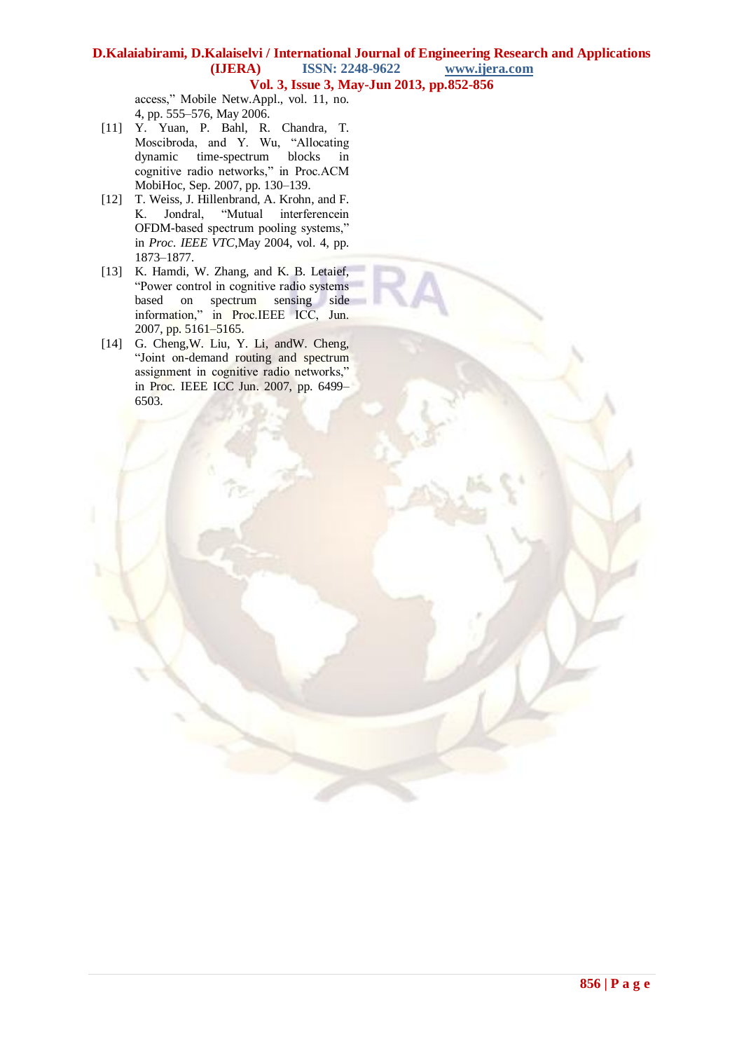access," Mobile Netw.Appl., vol. 11, no. 4, pp. 555–576, May 2006.

[11] Y. Yuan, P. Bahl, R. Chandra, T. Moscibroda, and Y. Wu, "Allocating dynamic time-spectrum blocks in cognitive radio networks," in Proc.ACM MobiHoc, Sep. 2007, pp. 130–139.

[12] T. Weiss, J. Hillenbrand, A. Krohn, and F. K. Jondral, "Mutual interferencein OFDM-based spectrum pooling systems," in *Proc. IEEE VTC*,May 2004, vol. 4, pp. 1873–1877.

[13] K. Hamdi, W. Zhang, and K. B. Letaief, "Power control in cognitive radio systems based on spectrum sensing side information," in Proc.IEEE ICC, Jun. 2007, pp. 5161–5165.

[14] G. Cheng,W. Liu, Y. Li, andW. Cheng, "Joint on-demand routing and spectrum assignment in cognitive radio networks," in Proc. IEEE ICC Jun. 2007, pp. 6499–6503.